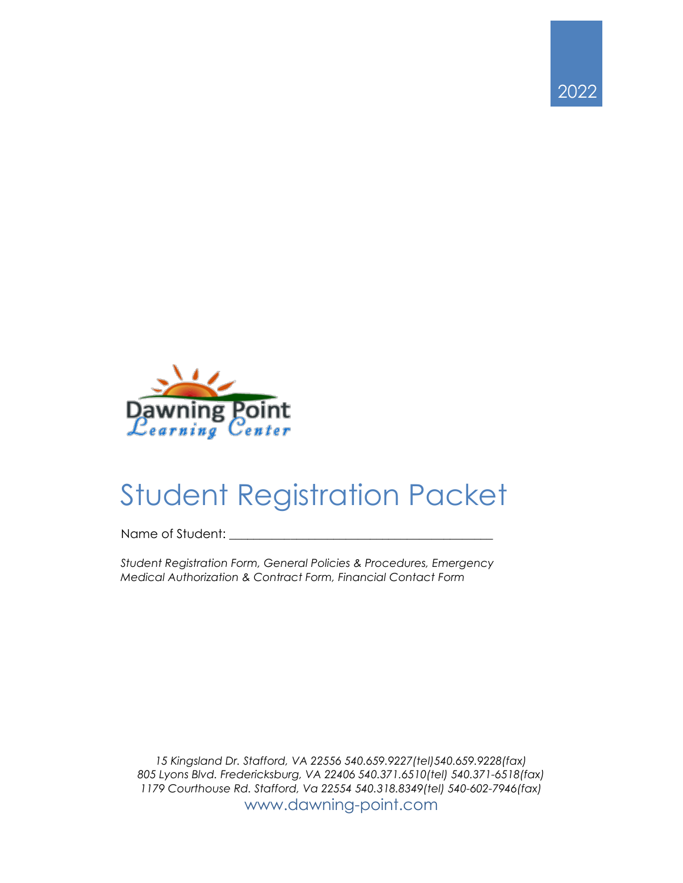2022

Dawning Point Learning Center

# Student Registration Packet

Name of Student: ___________________________________________

*Student Registration Form, General Policies & Procedures, Emergency Medical Authorization & Contract Form, Financial Contact Form*

*15 Kingsland Dr. Stafford, VA 22556 540.659.9227(tel)540.659.9228(fax)*
*805 Lyons Blvd. Fredericksburg, VA 22406 540.371.6510(tel) 540.371-6518(fax)*
*1179 Courthouse Rd. Stafford, Va 22554 540.318.8349(tel) 540-602-7946(fax)*

www.dawning-point.com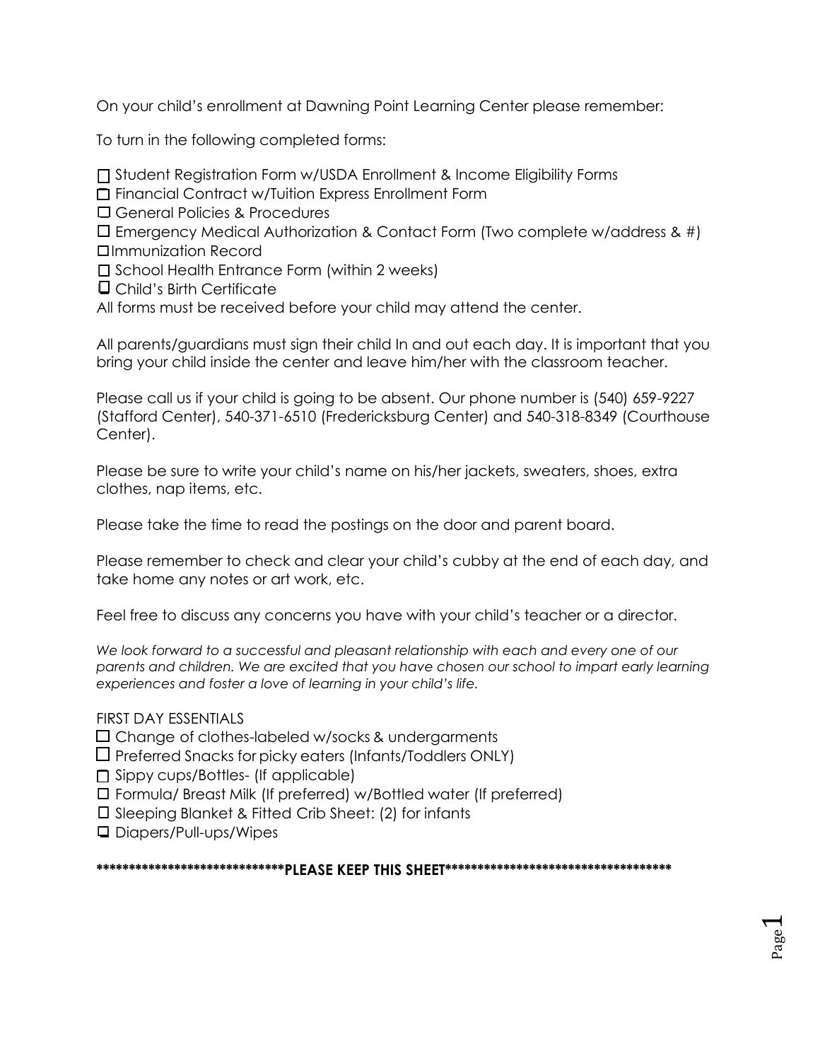On your child's enrollment at Dawning Point Learning Center please remember:

To turn in the following completed forms:

- ☐ Student Registration Form w/USDA Enrollment & Income Eligibility Forms
- ☐ Financial Contract w/Tuition Express Enrollment Form
- ☐ General Policies & Procedures
- ☐ Emergency Medical Authorization & Contact Form (Two complete w/address & #)
- ☐ Immunization Record
- ☐ School Health Entrance Form (within 2 weeks)
- ☐ Child's Birth Certificate

All forms must be received before your child may attend the center.

All parents/guardians must sign their child In and out each day. It is important that you bring your child inside the center and leave him/her with the classroom teacher.

Please call us if your child is going to be absent. Our phone number is (540) 659-9227 (Stafford Center), 540-371-6510 (Fredericksburg Center) and 540-318-8349 (Courthouse Center).

Please be sure to write your child's name on his/her jackets, sweaters, shoes, extra clothes, nap items, etc.

Please take the time to read the postings on the door and parent board.

Please remember to check and clear your child's cubby at the end of each day, and take home any notes or art work, etc.

Feel free to discuss any concerns you have with your child's teacher or a director.

*We look forward to a successful and pleasant relationship with each and every one of our parents and children. We are excited that you have chosen our school to impart early learning experiences and foster a love of learning in your child's life.*

FIRST DAY ESSENTIALS

- ☐ Change of clothes-labeled w/socks & undergarments
- ☐ Preferred Snacks for picky eaters (Infants/Toddlers ONLY)
- ☐ Sippy cups/Bottles- (If applicable)
- ☐ Formula/ Breast Milk (If preferred) w/Bottled water (If preferred)
- ☐ Sleeping Blanket & Fitted Crib Sheet: (2) for infants
- ☐ Diapers/Pull-ups/Wipes

**\*\*\*\*\*\*\*\*\*\*\*\*\*\*\*\*\*\*\*\*\*\*\*\*\*\*\*\*\*\*PLEASE KEEP THIS SHEET\*\*\*\*\*\*\*\*\*\*\*\*\*\*\*\*\*\*\*\*\*\*\*\*\*\*\*\*\*\*\*\*\*\*\*\***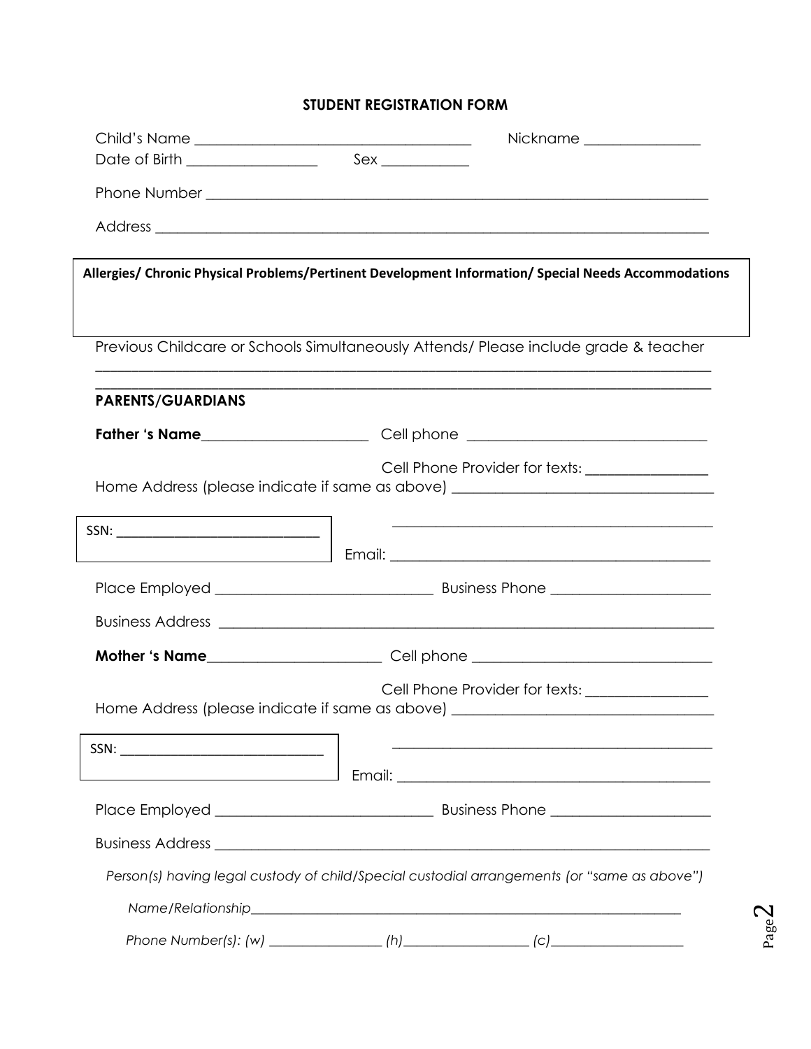## STUDENT REGISTRATION FORM

Child's Name ______________________________________ Nickname _______________

Date of Birth _________________ Sex ____________

Phone Number ____________________________________________________________________

Address ________________________________________________________________________

**Allergies/ Chronic Physical Problems/Pertinent Development Information/ Special Needs Accommodations**

Previous Childcare or Schools Simultaneously Attends/ Please include grade & teacher

_____________________________________________________________________________

_____________________________________________________________________________

**PARENTS/GUARDIANS**

**Father 's Name**______________________ Cell phone _______________________________

Cell Phone Provider for texts: ________________

Home Address (please indicate if same as above) _________________________________

_____________________________________________

SSN: ___________________________

Email: __________________________________________

Place Employed ____________________________ Business Phone ____________________

Business Address _________________________________________________________________

**Mother 's Name**______________________ Cell phone _______________________________

Cell Phone Provider for texts: ________________

Home Address (please indicate if same as above) _________________________________

_____________________________________________

SSN: ___________________________

Email: __________________________________________

Place Employed ____________________________ Business Phone ____________________

Business Address _________________________________________________________________

*Person(s) having legal custody of child/Special custodial arrangements (or "same as above")*

*Name/Relationship*______________________________________________________________

*Phone Number(s): (w)* ________________ *(h)*_________________ *(c)*__________________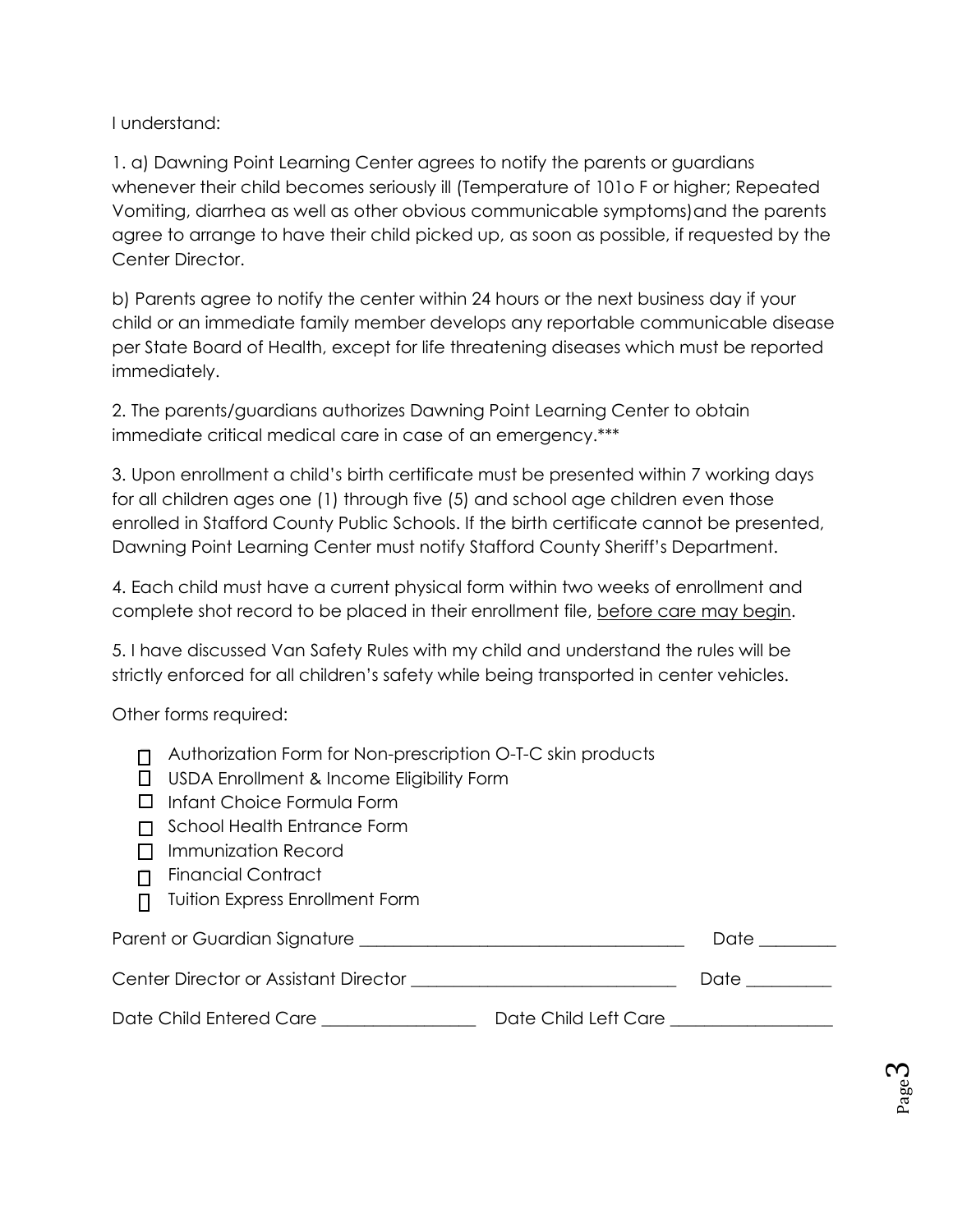I understand:

1. a) Dawning Point Learning Center agrees to notify the parents or guardians whenever their child becomes seriously ill (Temperature of 101o F or higher; Repeated Vomiting, diarrhea as well as other obvious communicable symptoms)and the parents agree to arrange to have their child picked up, as soon as possible, if requested by the Center Director.

b) Parents agree to notify the center within 24 hours or the next business day if your child or an immediate family member develops any reportable communicable disease per State Board of Health, except for life threatening diseases which must be reported immediately.

2. The parents/guardians authorizes Dawning Point Learning Center to obtain immediate critical medical care in case of an emergency.***

3. Upon enrollment a child's birth certificate must be presented within 7 working days for all children ages one (1) through five (5) and school age children even those enrolled in Stafford County Public Schools. If the birth certificate cannot be presented, Dawning Point Learning Center must notify Stafford County Sheriff's Department.

4. Each child must have a current physical form within two weeks of enrollment and complete shot record to be placed in their enrollment file, <u>before care may begin</u>.

5. I have discussed Van Safety Rules with my child and understand the rules will be strictly enforced for all children's safety while being transported in center vehicles.

Other forms required:

- ☐ Authorization Form for Non-prescription O-T-C skin products
- ☐ USDA Enrollment & Income Eligibility Form
- ☐ Infant Choice Formula Form
- ☐ School Health Entrance Form
- ☐ Immunization Record
- ☐ Financial Contract
- ☐ Tuition Express Enrollment Form

Parent or Guardian Signature ______________________________________ Date _________

Center Director or Assistant Director ______________________________ Date __________

Date Child Entered Care __________________ Date Child Left Care __________________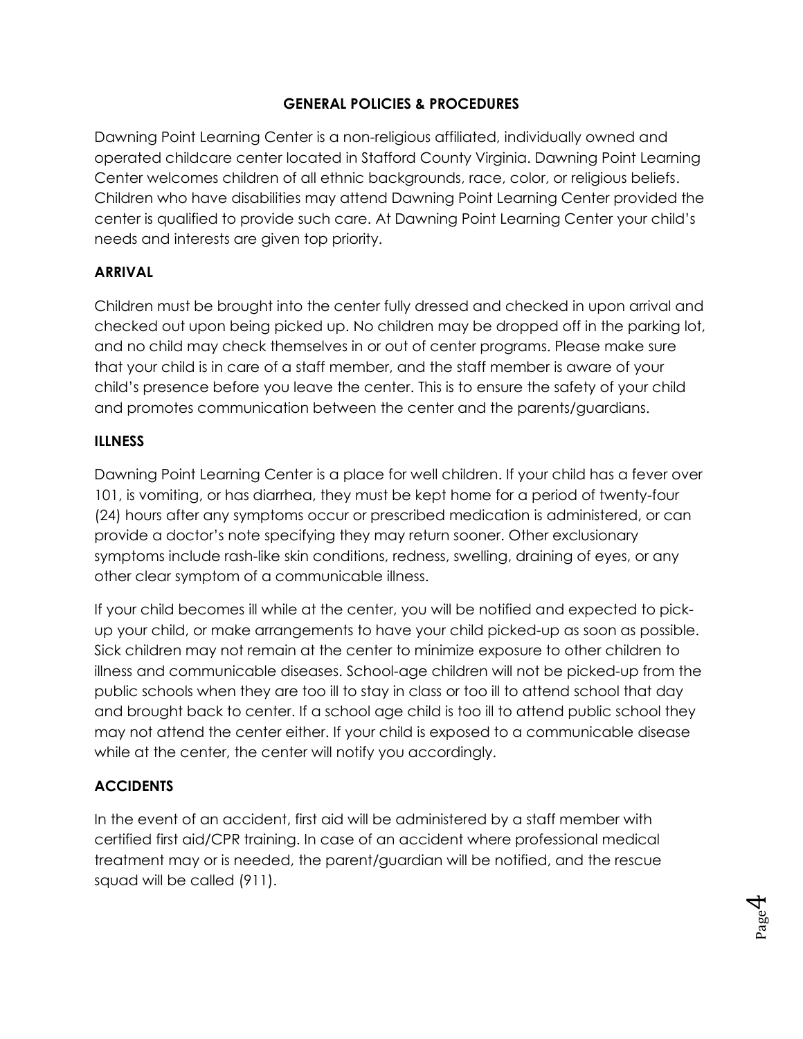## GENERAL POLICIES & PROCEDURES

Dawning Point Learning Center is a non-religious affiliated, individually owned and operated childcare center located in Stafford County Virginia. Dawning Point Learning Center welcomes children of all ethnic backgrounds, race, color, or religious beliefs. Children who have disabilities may attend Dawning Point Learning Center provided the center is qualified to provide such care. At Dawning Point Learning Center your child's needs and interests are given top priority.

### ARRIVAL

Children must be brought into the center fully dressed and checked in upon arrival and checked out upon being picked up. No children may be dropped off in the parking lot, and no child may check themselves in or out of center programs. Please make sure that your child is in care of a staff member, and the staff member is aware of your child's presence before you leave the center. This is to ensure the safety of your child and promotes communication between the center and the parents/guardians.

### ILLNESS

Dawning Point Learning Center is a place for well children. If your child has a fever over 101, is vomiting, or has diarrhea, they must be kept home for a period of twenty-four (24) hours after any symptoms occur or prescribed medication is administered, or can provide a doctor's note specifying they may return sooner. Other exclusionary symptoms include rash-like skin conditions, redness, swelling, draining of eyes, or any other clear symptom of a communicable illness.

If your child becomes ill while at the center, you will be notified and expected to pick-up your child, or make arrangements to have your child picked-up as soon as possible. Sick children may not remain at the center to minimize exposure to other children to illness and communicable diseases. School-age children will not be picked-up from the public schools when they are too ill to stay in class or too ill to attend school that day and brought back to center. If a school age child is too ill to attend public school they may not attend the center either. If your child is exposed to a communicable disease while at the center, the center will notify you accordingly.

### ACCIDENTS

In the event of an accident, first aid will be administered by a staff member with certified first aid/CPR training. In case of an accident where professional medical treatment may or is needed, the parent/guardian will be notified, and the rescue squad will be called (911).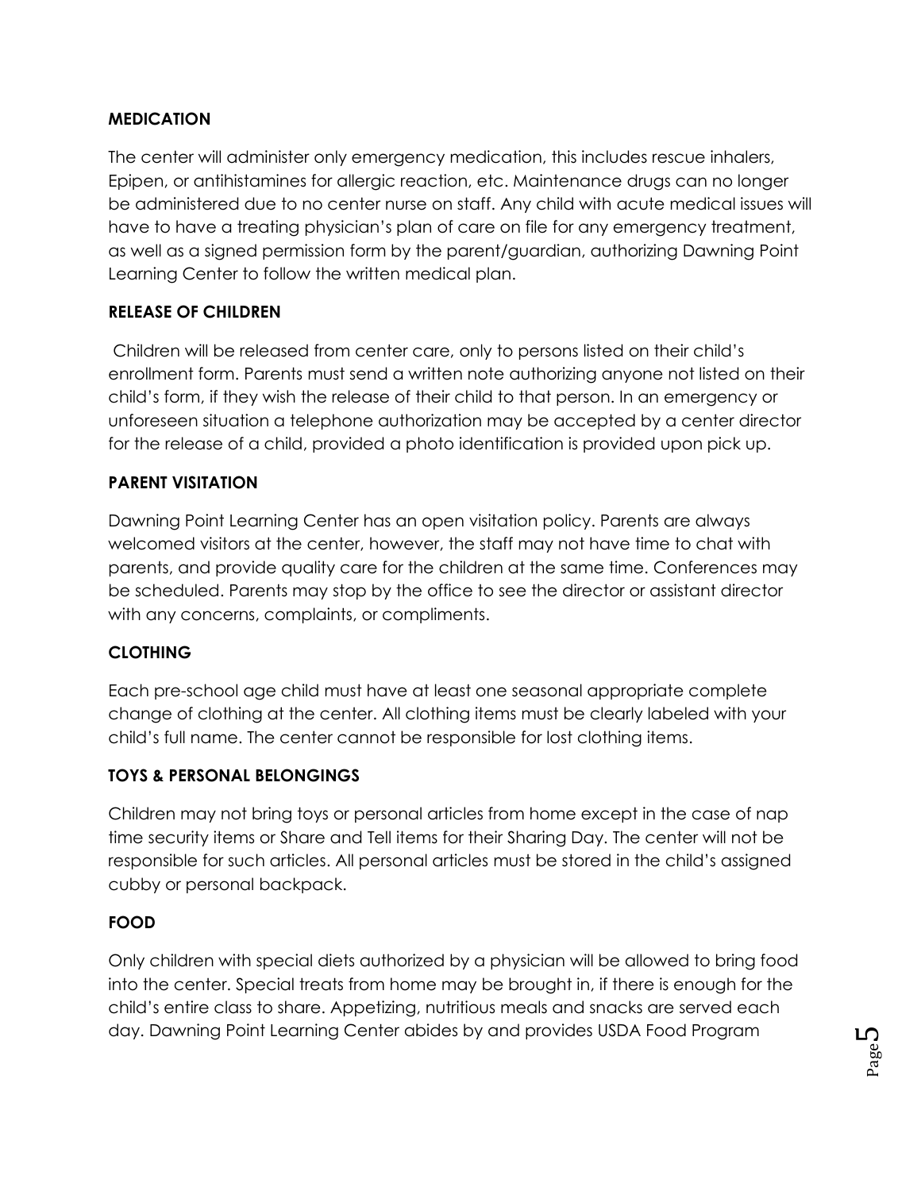**MEDICATION**

The center will administer only emergency medication, this includes rescue inhalers, Epipen, or antihistamines for allergic reaction, etc. Maintenance drugs can no longer be administered due to no center nurse on staff. Any child with acute medical issues will have to have a treating physician's plan of care on file for any emergency treatment, as well as a signed permission form by the parent/guardian, authorizing Dawning Point Learning Center to follow the written medical plan.

**RELEASE OF CHILDREN**

Children will be released from center care, only to persons listed on their child's enrollment form. Parents must send a written note authorizing anyone not listed on their child's form, if they wish the release of their child to that person. In an emergency or unforeseen situation a telephone authorization may be accepted by a center director for the release of a child, provided a photo identification is provided upon pick up.

**PARENT VISITATION**

Dawning Point Learning Center has an open visitation policy. Parents are always welcomed visitors at the center, however, the staff may not have time to chat with parents, and provide quality care for the children at the same time. Conferences may be scheduled. Parents may stop by the office to see the director or assistant director with any concerns, complaints, or compliments.

**CLOTHING**

Each pre-school age child must have at least one seasonal appropriate complete change of clothing at the center. All clothing items must be clearly labeled with your child's full name. The center cannot be responsible for lost clothing items.

**TOYS & PERSONAL BELONGINGS**

Children may not bring toys or personal articles from home except in the case of nap time security items or Share and Tell items for their Sharing Day. The center will not be responsible for such articles. All personal articles must be stored in the child's assigned cubby or personal backpack.

**FOOD**

Only children with special diets authorized by a physician will be allowed to bring food into the center. Special treats from home may be brought in, if there is enough for the child's entire class to share. Appetizing, nutritious meals and snacks are served each day. Dawning Point Learning Center abides by and provides USDA Food Program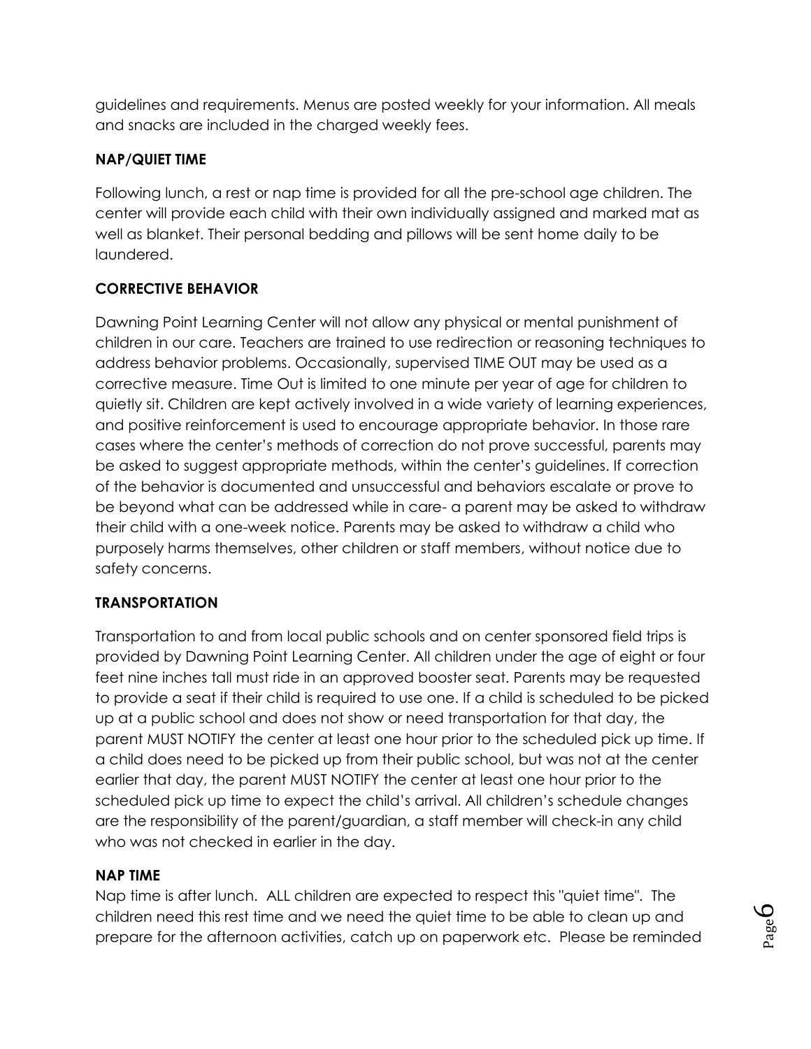guidelines and requirements. Menus are posted weekly for your information. All meals and snacks are included in the charged weekly fees.

**NAP/QUIET TIME**

Following lunch, a rest or nap time is provided for all the pre-school age children. The center will provide each child with their own individually assigned and marked mat as well as blanket. Their personal bedding and pillows will be sent home daily to be laundered.

**CORRECTIVE BEHAVIOR**

Dawning Point Learning Center will not allow any physical or mental punishment of children in our care. Teachers are trained to use redirection or reasoning techniques to address behavior problems. Occasionally, supervised TIME OUT may be used as a corrective measure. Time Out is limited to one minute per year of age for children to quietly sit. Children are kept actively involved in a wide variety of learning experiences, and positive reinforcement is used to encourage appropriate behavior. In those rare cases where the center's methods of correction do not prove successful, parents may be asked to suggest appropriate methods, within the center's guidelines. If correction of the behavior is documented and unsuccessful and behaviors escalate or prove to be beyond what can be addressed while in care- a parent may be asked to withdraw their child with a one-week notice. Parents may be asked to withdraw a child who purposely harms themselves, other children or staff members, without notice due to safety concerns.

**TRANSPORTATION**

Transportation to and from local public schools and on center sponsored field trips is provided by Dawning Point Learning Center. All children under the age of eight or four feet nine inches tall must ride in an approved booster seat. Parents may be requested to provide a seat if their child is required to use one. If a child is scheduled to be picked up at a public school and does not show or need transportation for that day, the parent MUST NOTIFY the center at least one hour prior to the scheduled pick up time. If a child does need to be picked up from their public school, but was not at the center earlier that day, the parent MUST NOTIFY the center at least one hour prior to the scheduled pick up time to expect the child's arrival. All children's schedule changes are the responsibility of the parent/guardian, a staff member will check-in any child who was not checked in earlier in the day.

**NAP TIME**

Nap time is after lunch. ALL children are expected to respect this "quiet time". The children need this rest time and we need the quiet time to be able to clean up and prepare for the afternoon activities, catch up on paperwork etc. Please be reminded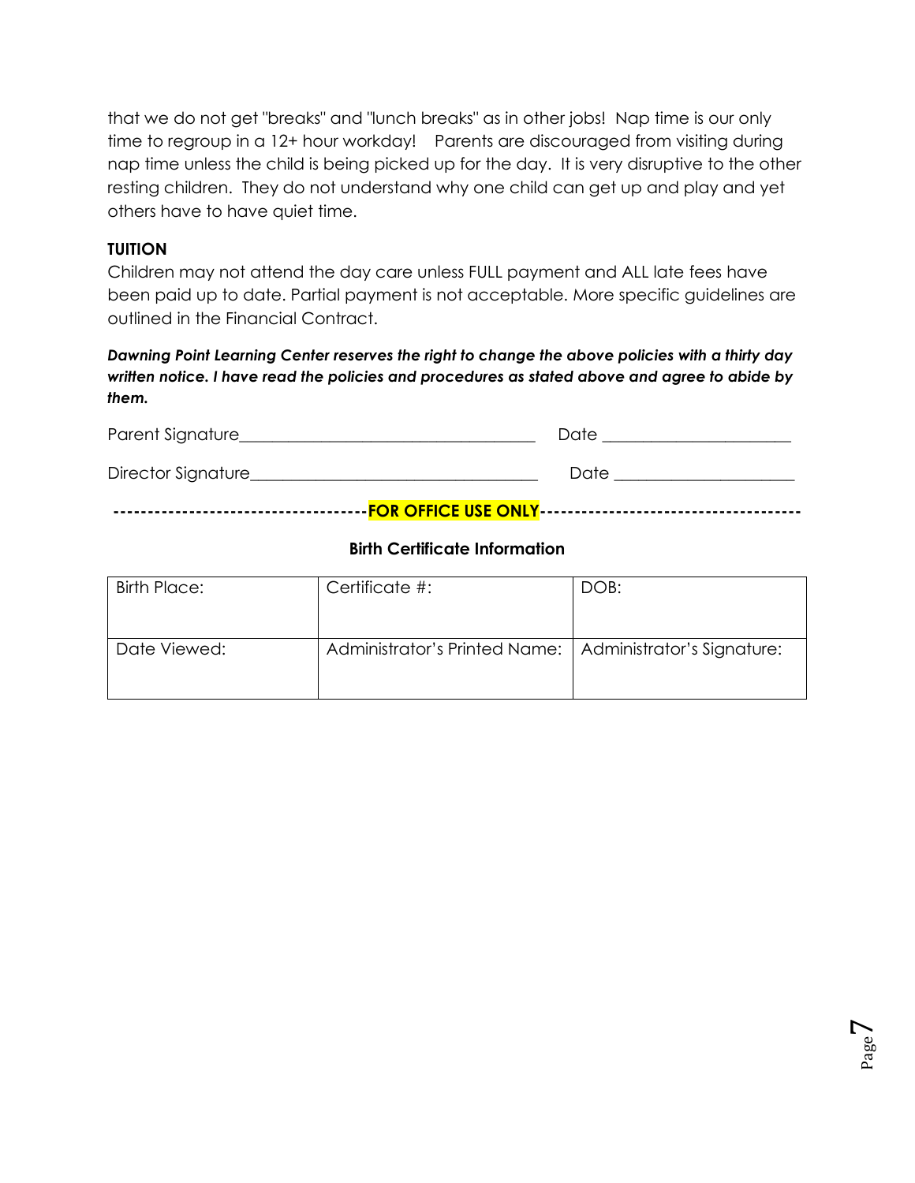that we do not get "breaks" and "lunch breaks" as in other jobs! Nap time is our only time to regroup in a 12+ hour workday! Parents are discouraged from visiting during nap time unless the child is being picked up for the day. It is very disruptive to the other resting children. They do not understand why one child can get up and play and yet others have to have quiet time.

**TUITION**

Children may not attend the day care unless FULL payment and ALL late fees have been paid up to date. Partial payment is not acceptable. More specific guidelines are outlined in the Financial Contract.

***Dawning Point Learning Center reserves the right to change the above policies with a thirty day written notice. I have read the policies and procedures as stated above and agree to abide by them.***

Parent Signature____________________________________ Date ______________________

Director Signature___________________________________ Date _____________________

**-----------------------------------FOR OFFICE USE ONLY------------------------------------**

**Birth Certificate Information**

| Birth Place: | Certificate #: | DOB: |
|---|---|---|
| Date Viewed: | Administrator's Printed Name: | Administrator's Signature: |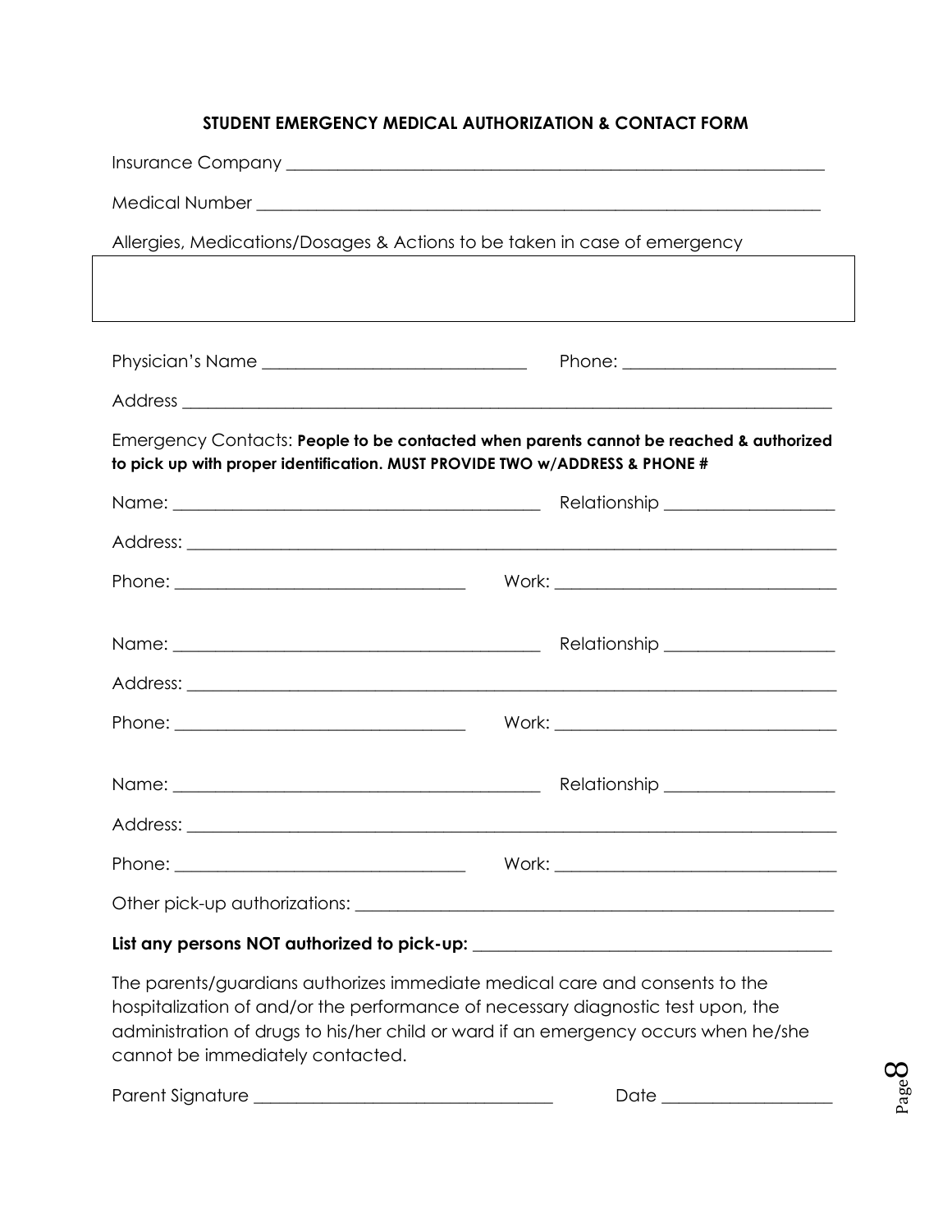**STUDENT EMERGENCY MEDICAL AUTHORIZATION & CONTACT FORM**

Insurance Company ______________________________________________________________

Medical Number _________________________________________________________________

Allergies, Medications/Dosages & Actions to be taken in case of emergency

| |
|---|
| |

Physician's Name ____________________________ Phone: ______________________

Address _______________________________________________________________________

Emergency Contacts: **People to be contacted when parents cannot be reached & authorized to pick up with proper identification. MUST PROVIDE TWO w/ADDRESS & PHONE #**

Name: ______________________________________ Relationship __________________

Address: _______________________________________________________________________

Phone: _______________________________ Work: ______________________________

Name: ______________________________________ Relationship __________________

Address: _______________________________________________________________________

Phone: _______________________________ Work: ______________________________

Name: ______________________________________ Relationship __________________

Address: _______________________________________________________________________

Phone: _______________________________ Work: ______________________________

Other pick-up authorizations: ___________________________________________________

**List any persons NOT authorized to pick-up:** ______________________________________

The parents/guardians authorizes immediate medical care and consents to the hospitalization of and/or the performance of necessary diagnostic test upon, the administration of drugs to his/her child or ward if an emergency occurs when he/she cannot be immediately contacted.

Parent Signature _________________________________ Date __________________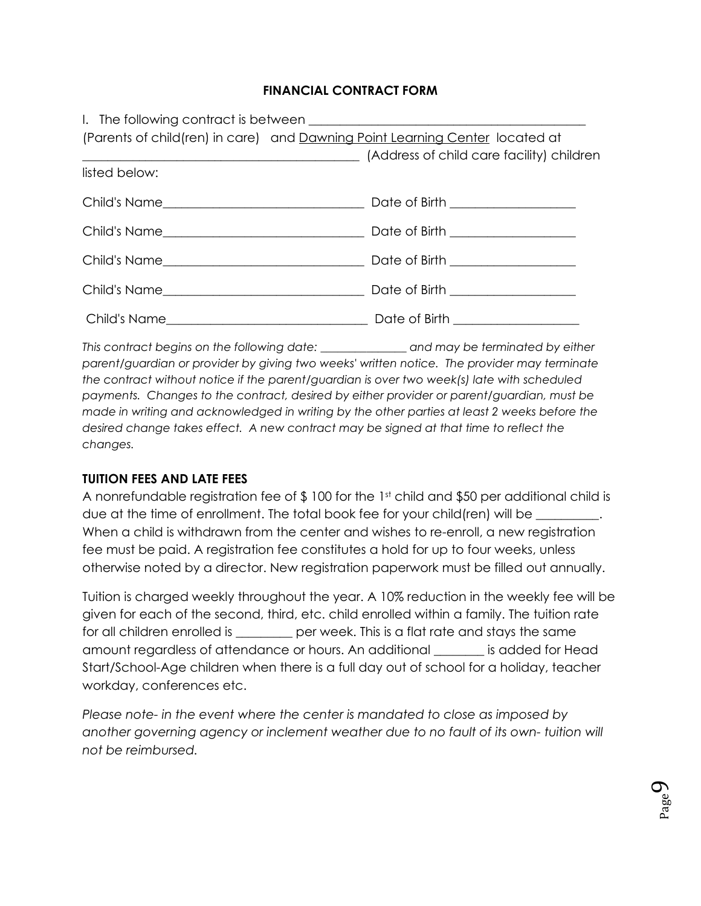## FINANCIAL CONTRACT FORM

I. The following contract is between ____________________________________________ (Parents of child(ren) in care) and Dawning Point Learning Center located at ____________________________________________ (Address of child care facility) children listed below:

Child's Name_______________________________ Date of Birth ___________________

Child's Name_______________________________ Date of Birth ___________________

Child's Name_______________________________ Date of Birth ___________________

Child's Name_______________________________ Date of Birth ___________________

Child's Name_______________________________ Date of Birth ___________________

*This contract begins on the following date: ______________ and may be terminated by either parent/guardian or provider by giving two weeks' written notice. The provider may terminate the contract without notice if the parent/guardian is over two week(s) late with scheduled payments. Changes to the contract, desired by either provider or parent/guardian, must be made in writing and acknowledged in writing by the other parties at least 2 weeks before the desired change takes effect. A new contract may be signed at that time to reflect the changes.*

### TUITION FEES AND LATE FEES

A nonrefundable registration fee of $ 100 for the 1st child and $50 per additional child is due at the time of enrollment. The total book fee for your child(ren) will be __________. When a child is withdrawn from the center and wishes to re-enroll, a new registration fee must be paid. A registration fee constitutes a hold for up to four weeks, unless otherwise noted by a director. New registration paperwork must be filled out annually.

Tuition is charged weekly throughout the year. A 10% reduction in the weekly fee will be given for each of the second, third, etc. child enrolled within a family. The tuition rate for all children enrolled is _________ per week. This is a flat rate and stays the same amount regardless of attendance or hours. An additional ________ is added for Head Start/School-Age children when there is a full day out of school for a holiday, teacher workday, conferences etc.

*Please note- in the event where the center is mandated to close as imposed by another governing agency or inclement weather due to no fault of its own- tuition will not be reimbursed.*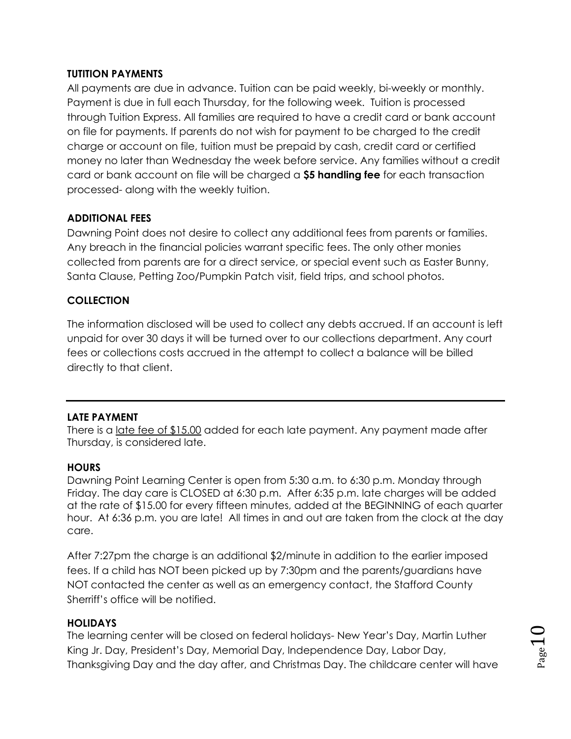**TUTITION PAYMENTS**

All payments are due in advance. Tuition can be paid weekly, bi-weekly or monthly. Payment is due in full each Thursday, for the following week. Tuition is processed through Tuition Express. All families are required to have a credit card or bank account on file for payments. If parents do not wish for payment to be charged to the credit charge or account on file, tuition must be prepaid by cash, credit card or certified money no later than Wednesday the week before service. Any families without a credit card or bank account on file will be charged a **$5 handling fee** for each transaction processed- along with the weekly tuition.

**ADDITIONAL FEES**

Dawning Point does not desire to collect any additional fees from parents or families. Any breach in the financial policies warrant specific fees. The only other monies collected from parents are for a direct service, or special event such as Easter Bunny, Santa Clause, Petting Zoo/Pumpkin Patch visit, field trips, and school photos.

**COLLECTION**

The information disclosed will be used to collect any debts accrued. If an account is left unpaid for over 30 days it will be turned over to our collections department. Any court fees or collections costs accrued in the attempt to collect a balance will be billed directly to that client.

---

**LATE PAYMENT**

There is a late fee of $15.00 added for each late payment. Any payment made after Thursday, is considered late.

**HOURS**

Dawning Point Learning Center is open from 5:30 a.m. to 6:30 p.m. Monday through Friday. The day care is CLOSED at 6:30 p.m. After 6:35 p.m. late charges will be added at the rate of $15.00 for every fifteen minutes, added at the BEGINNING of each quarter hour. At 6:36 p.m. you are late! All times in and out are taken from the clock at the day care.

After 7:27pm the charge is an additional $2/minute in addition to the earlier imposed fees. If a child has NOT been picked up by 7:30pm and the parents/guardians have NOT contacted the center as well as an emergency contact, the Stafford County Sherriff's office will be notified.

**HOLIDAYS**

The learning center will be closed on federal holidays- New Year's Day, Martin Luther King Jr. Day, President's Day, Memorial Day, Independence Day, Labor Day, Thanksgiving Day and the day after, and Christmas Day. The childcare center will have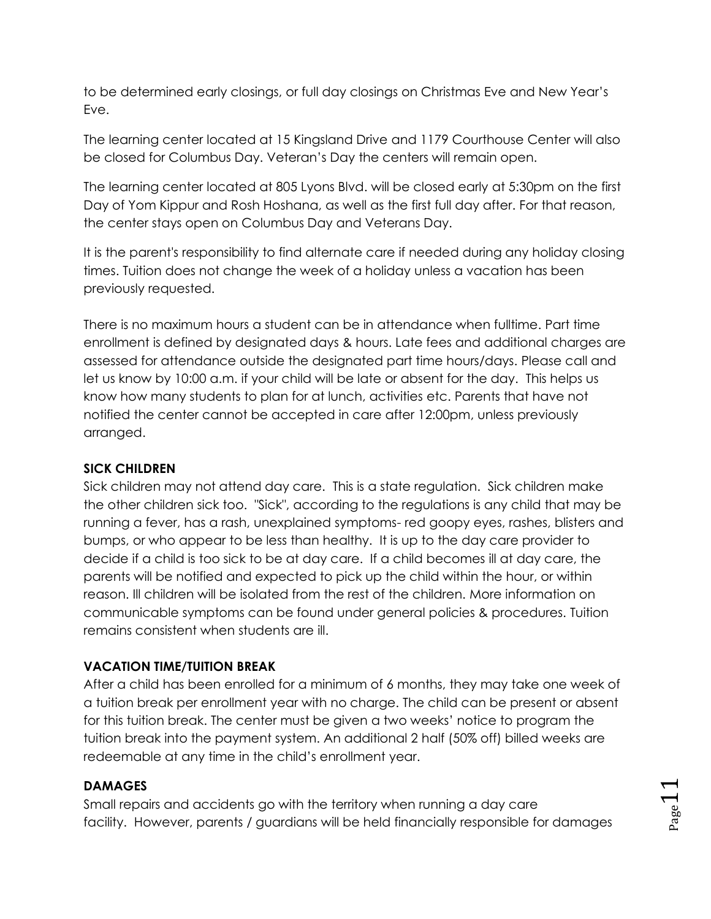to be determined early closings, or full day closings on Christmas Eve and New Year's Eve.

The learning center located at 15 Kingsland Drive and 1179 Courthouse Center will also be closed for Columbus Day. Veteran's Day the centers will remain open.

The learning center located at 805 Lyons Blvd. will be closed early at 5:30pm on the first Day of Yom Kippur and Rosh Hoshana, as well as the first full day after. For that reason, the center stays open on Columbus Day and Veterans Day.

It is the parent's responsibility to find alternate care if needed during any holiday closing times. Tuition does not change the week of a holiday unless a vacation has been previously requested.

There is no maximum hours a student can be in attendance when fulltime. Part time enrollment is defined by designated days & hours. Late fees and additional charges are assessed for attendance outside the designated part time hours/days. Please call and let us know by 10:00 a.m. if your child will be late or absent for the day. This helps us know how many students to plan for at lunch, activities etc. Parents that have not notified the center cannot be accepted in care after 12:00pm, unless previously arranged.

**SICK CHILDREN**

Sick children may not attend day care. This is a state regulation. Sick children make the other children sick too. "Sick", according to the regulations is any child that may be running a fever, has a rash, unexplained symptoms- red goopy eyes, rashes, blisters and bumps, or who appear to be less than healthy. It is up to the day care provider to decide if a child is too sick to be at day care. If a child becomes ill at day care, the parents will be notified and expected to pick up the child within the hour, or within reason. Ill children will be isolated from the rest of the children. More information on communicable symptoms can be found under general policies & procedures. Tuition remains consistent when students are ill.

**VACATION TIME/TUITION BREAK**

After a child has been enrolled for a minimum of 6 months, they may take one week of a tuition break per enrollment year with no charge. The child can be present or absent for this tuition break. The center must be given a two weeks' notice to program the tuition break into the payment system. An additional 2 half (50% off) billed weeks are redeemable at any time in the child's enrollment year.

**DAMAGES**

Small repairs and accidents go with the territory when running a day care facility. However, parents / guardians will be held financially responsible for damages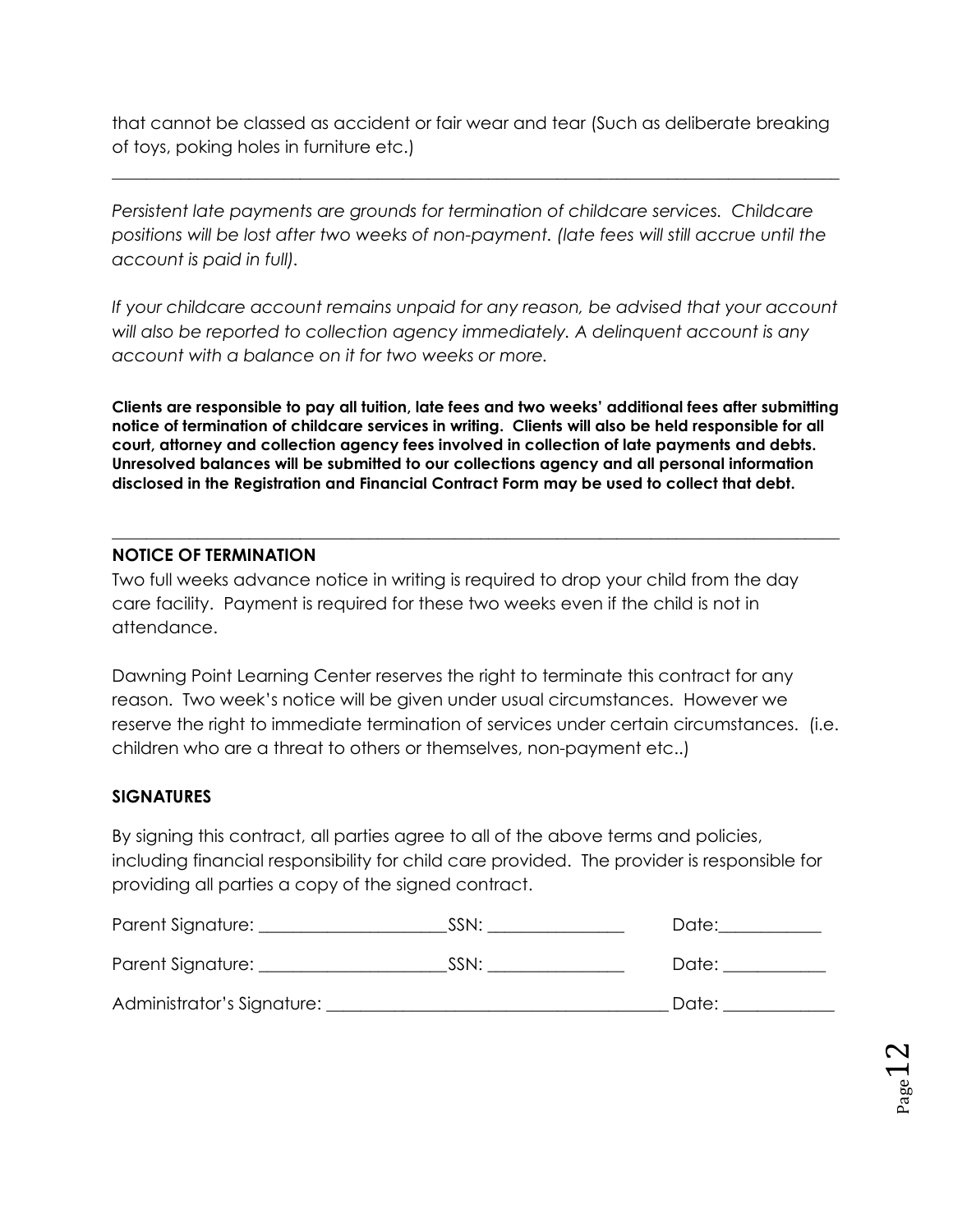that cannot be classed as accident or fair wear and tear (Such as deliberate breaking of toys, poking holes in furniture etc.)

---

*Persistent late payments are grounds for termination of childcare services. Childcare positions will be lost after two weeks of non-payment. (late fees will still accrue until the account is paid in full).*

*If your childcare account remains unpaid for any reason, be advised that your account will also be reported to collection agency immediately. A delinquent account is any account with a balance on it for two weeks or more.*

**Clients are responsible to pay all tuition, late fees and two weeks' additional fees after submitting notice of termination of childcare services in writing. Clients will also be held responsible for all court, attorney and collection agency fees involved in collection of late payments and debts. Unresolved balances will be submitted to our collections agency and all personal information disclosed in the Registration and Financial Contract Form may be used to collect that debt.**

---

**NOTICE OF TERMINATION**

Two full weeks advance notice in writing is required to drop your child from the day care facility. Payment is required for these two weeks even if the child is not in attendance.

Dawning Point Learning Center reserves the right to terminate this contract for any reason. Two week's notice will be given under usual circumstances. However we reserve the right to immediate termination of services under certain circumstances. (i.e. children who are a threat to others or themselves, non-payment etc..)

**SIGNATURES**

By signing this contract, all parties agree to all of the above terms and policies, including financial responsibility for child care provided. The provider is responsible for providing all parties a copy of the signed contract.

Parent Signature: ______________________ SSN: ________________ Date:____________

Parent Signature: ______________________ SSN: ________________ Date: ____________

Administrator's Signature: ________________________________________ Date: _____________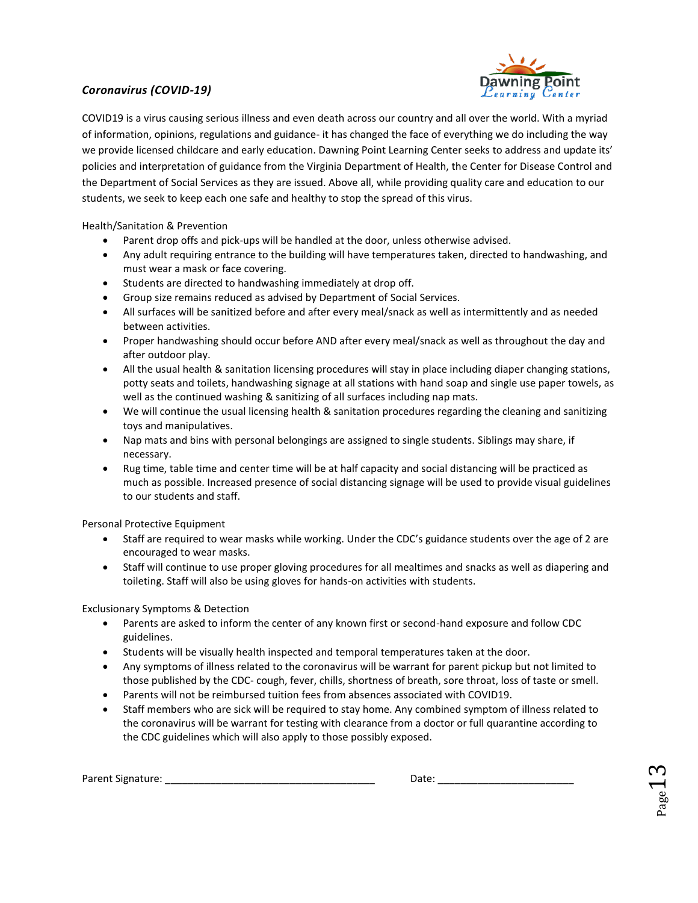## ***Coronavirus (COVID-19)***

COVID19 is a virus causing serious illness and even death across our country and all over the world. With a myriad of information, opinions, regulations and guidance- it has changed the face of everything we do including the way we provide licensed childcare and early education. Dawning Point Learning Center seeks to address and update its' policies and interpretation of guidance from the Virginia Department of Health, the Center for Disease Control and the Department of Social Services as they are issued. Above all, while providing quality care and education to our students, we seek to keep each one safe and healthy to stop the spread of this virus.

Health/Sanitation & Prevention

- Parent drop offs and pick-ups will be handled at the door, unless otherwise advised.
- Any adult requiring entrance to the building will have temperatures taken, directed to handwashing, and must wear a mask or face covering.
- Students are directed to handwashing immediately at drop off.
- Group size remains reduced as advised by Department of Social Services.
- All surfaces will be sanitized before and after every meal/snack as well as intermittently and as needed between activities.
- Proper handwashing should occur before AND after every meal/snack as well as throughout the day and after outdoor play.
- All the usual health & sanitation licensing procedures will stay in place including diaper changing stations, potty seats and toilets, handwashing signage at all stations with hand soap and single use paper towels, as well as the continued washing & sanitizing of all surfaces including nap mats.
- We will continue the usual licensing health & sanitation procedures regarding the cleaning and sanitizing toys and manipulatives.
- Nap mats and bins with personal belongings are assigned to single students. Siblings may share, if necessary.
- Rug time, table time and center time will be at half capacity and social distancing will be practiced as much as possible. Increased presence of social distancing signage will be used to provide visual guidelines to our students and staff.

Personal Protective Equipment

- Staff are required to wear masks while working. Under the CDC's guidance students over the age of 2 are encouraged to wear masks.
- Staff will continue to use proper gloving procedures for all mealtimes and snacks as well as diapering and toileting. Staff will also be using gloves for hands-on activities with students.

Exclusionary Symptoms & Detection

- Parents are asked to inform the center of any known first or second-hand exposure and follow CDC guidelines.
- Students will be visually health inspected and temporal temperatures taken at the door.
- Any symptoms of illness related to the coronavirus will be warrant for parent pickup but not limited to those published by the CDC- cough, fever, chills, shortness of breath, sore throat, loss of taste or smell.
- Parents will not be reimbursed tuition fees from absences associated with COVID19.
- Staff members who are sick will be required to stay home. Any combined symptom of illness related to the coronavirus will be warrant for testing with clearance from a doctor or full quarantine according to the CDC guidelines which will also apply to those possibly exposed.

Parent Signature: _____________________________________ Date: ________________________